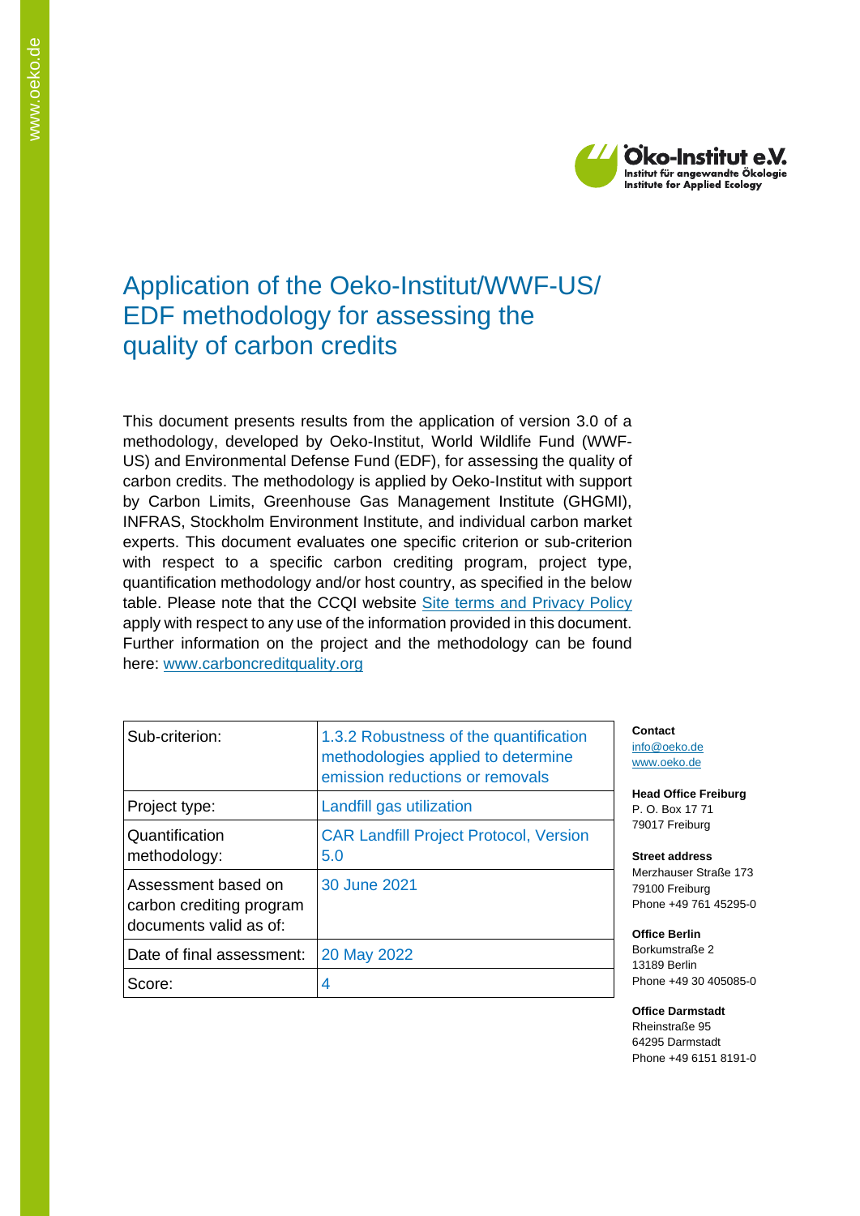# Application of the Oeko-Institut/WWF-US/ EDF methodology for assessing the quality of carbon credits

This document presents results from the application of version 3.0 of a methodology, developed by Oeko-Institut, World Wildlife Fund (WWF-US) and Environmental Defense Fund (EDF), for assessing the quality of carbon credits. The methodology is applied by Oeko-Institut with support by Carbon Limits, Greenhouse Gas Management Institute (GHGMI), INFRAS, Stockholm Environment Institute, and individual carbon market experts. This document evaluates one specific criterion or sub-criterion with respect to a specific carbon crediting program, project type, quantification methodology and/or host country, as specified in the below table. Please note that the CCQI website [Site terms and Privacy Policy](#) apply with respect to any use of the information provided in this document. Further information on the project and the methodology can be found here: [www.carboncreditquality.org](http://www.carboncreditquality.org)

| Sub-criterion: | 1.3.2 Robustness of the quantification methodologies applied to determine emission reductions or removals |
|---|---|
| Project type: | Landfill gas utilization |
| Quantification methodology: | CAR Landfill Project Protocol, Version 5.0 |
| Assessment based on carbon crediting program documents valid as of: | 30 June 2021 |
| Date of final assessment: | 20 May 2022 |
| Score: | 4 |

**Contact**
info@oeko.de
www.oeko.de

**Head Office Freiburg**
P. O. Box 17 71
79017 Freiburg

**Street address**
Merzhauser Straße 173
79100 Freiburg
Phone +49 761 45295-0

**Office Berlin**
Borkumstraße 2
13189 Berlin
Phone +49 30 405085-0

**Office Darmstadt**
Rheinstraße 95
64295 Darmstadt
Phone +49 6151 8191-0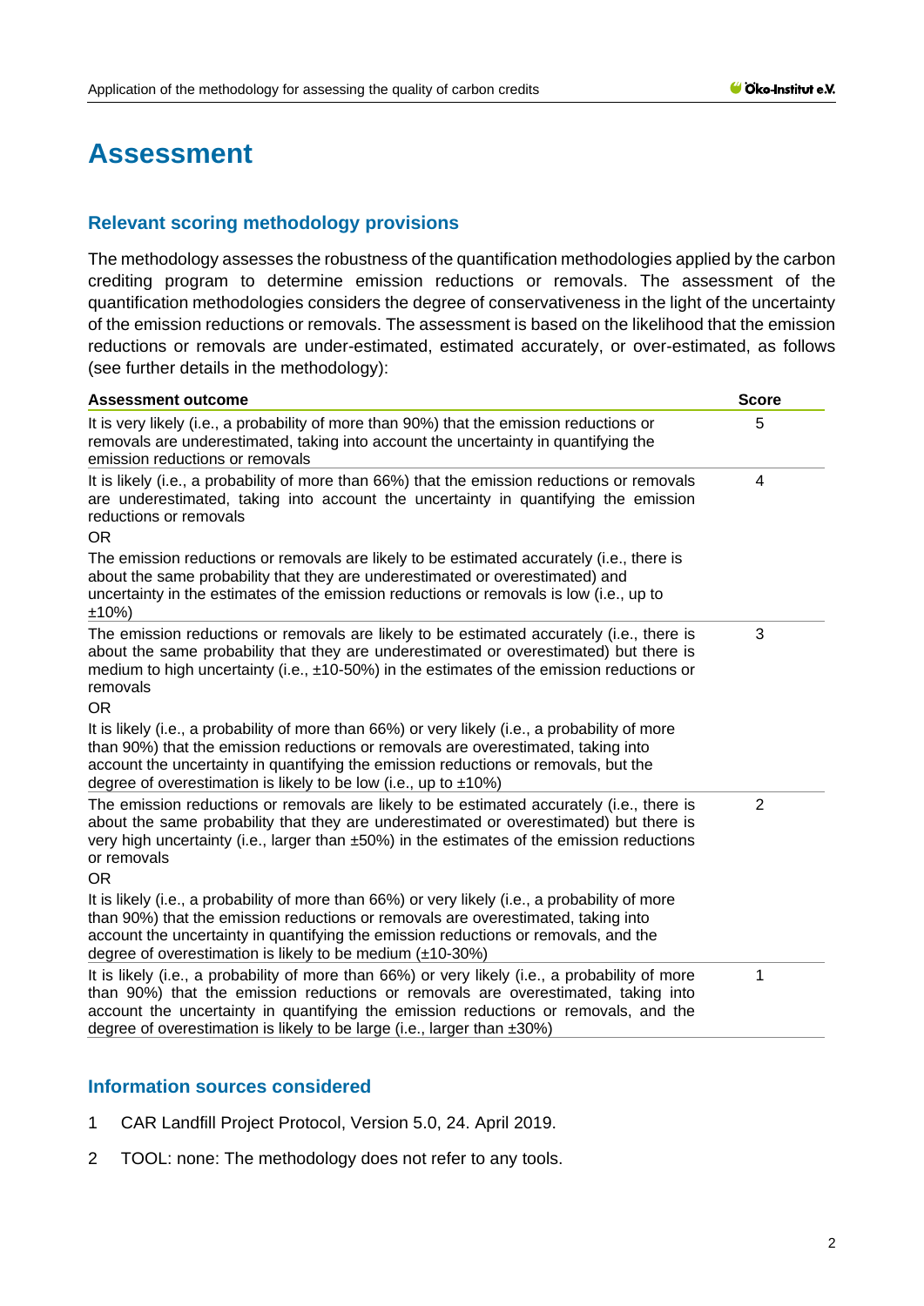# Assessment

## Relevant scoring methodology provisions

The methodology assesses the robustness of the quantification methodologies applied by the carbon crediting program to determine emission reductions or removals. The assessment of the quantification methodologies considers the degree of conservativeness in the light of the uncertainty of the emission reductions or removals. The assessment is based on the likelihood that the emission reductions or removals are under-estimated, estimated accurately, or over-estimated, as follows (see further details in the methodology):

| Assessment outcome | Score |
|---|---|
| It is very likely (i.e., a probability of more than 90%) that the emission reductions or removals are underestimated, taking into account the uncertainty in quantifying the emission reductions or removals | 5 |
| It is likely (i.e., a probability of more than 66%) that the emission reductions or removals are underestimated, taking into account the uncertainty in quantifying the emission reductions or removals<br>OR<br>The emission reductions or removals are likely to be estimated accurately (i.e., there is about the same probability that they are underestimated or overestimated) and uncertainty in the estimates of the emission reductions or removals is low (i.e., up to ±10%) | 4 |
| The emission reductions or removals are likely to be estimated accurately (i.e., there is about the same probability that they are underestimated or overestimated) but there is medium to high uncertainty (i.e., ±10-50%) in the estimates of the emission reductions or removals<br>OR<br>It is likely (i.e., a probability of more than 66%) or very likely (i.e., a probability of more than 90%) that the emission reductions or removals are overestimated, taking into account the uncertainty in quantifying the emission reductions or removals, but the degree of overestimation is likely to be low (i.e., up to ±10%) | 3 |
| The emission reductions or removals are likely to be estimated accurately (i.e., there is about the same probability that they are underestimated or overestimated) but there is very high uncertainty (i.e., larger than ±50%) in the estimates of the emission reductions or removals<br>OR<br>It is likely (i.e., a probability of more than 66%) or very likely (i.e., a probability of more than 90%) that the emission reductions or removals are overestimated, taking into account the uncertainty in quantifying the emission reductions or removals, and the degree of overestimation is likely to be medium (±10-30%) | 2 |
| It is likely (i.e., a probability of more than 66%) or very likely (i.e., a probability of more than 90%) that the emission reductions or removals are overestimated, taking into account the uncertainty in quantifying the emission reductions or removals, and the degree of overestimation is likely to be large (i.e., larger than ±30%) | 1 |

## Information sources considered

1. CAR Landfill Project Protocol, Version 5.0, 24. April 2019.
2. TOOL: none: The methodology does not refer to any tools.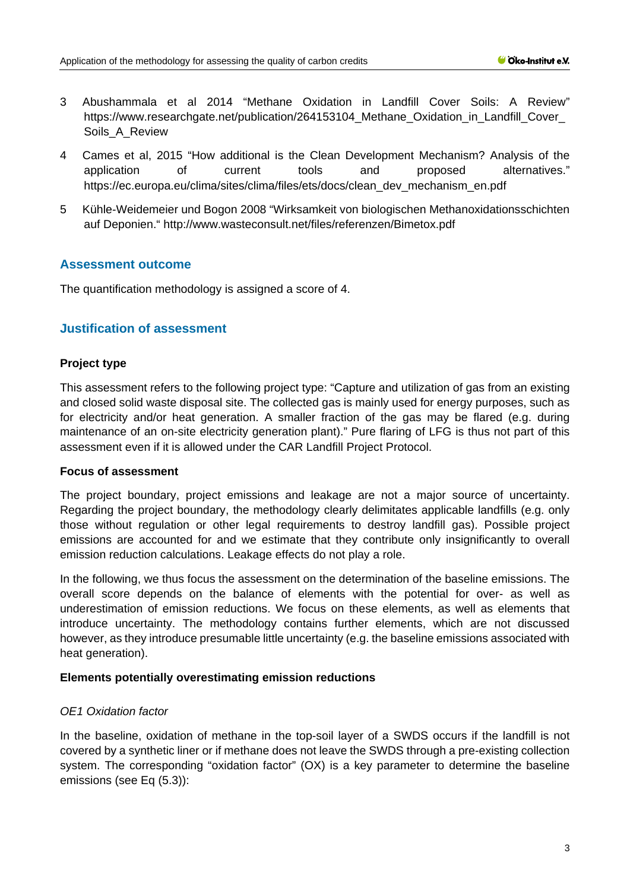3 Abushammala et al 2014 "Methane Oxidation in Landfill Cover Soils: A Review" https://www.researchgate.net/publication/264153104_Methane_Oxidation_in_Landfill_Cover_Soils_A_Review

4 Cames et al, 2015 "How additional is the Clean Development Mechanism? Analysis of the application of current tools and proposed alternatives." https://ec.europa.eu/clima/sites/clima/files/ets/docs/clean_dev_mechanism_en.pdf

5 Kühle-Weidemeier und Bogon 2008 "Wirksamkeit von biologischen Methanoxidationsschichten auf Deponien." http://www.wasteconsult.net/files/referenzen/Bimetox.pdf

## Assessment outcome

The quantification methodology is assigned a score of 4.

## Justification of assessment

### Project type

This assessment refers to the following project type: "Capture and utilization of gas from an existing and closed solid waste disposal site. The collected gas is mainly used for energy purposes, such as for electricity and/or heat generation. A smaller fraction of the gas may be flared (e.g. during maintenance of an on-site electricity generation plant)." Pure flaring of LFG is thus not part of this assessment even if it is allowed under the CAR Landfill Project Protocol.

### Focus of assessment

The project boundary, project emissions and leakage are not a major source of uncertainty. Regarding the project boundary, the methodology clearly delimitates applicable landfills (e.g. only those without regulation or other legal requirements to destroy landfill gas). Possible project emissions are accounted for and we estimate that they contribute only insignificantly to overall emission reduction calculations. Leakage effects do not play a role.

In the following, we thus focus the assessment on the determination of the baseline emissions. The overall score depends on the balance of elements with the potential for over- as well as underestimation of emission reductions. We focus on these elements, as well as elements that introduce uncertainty. The methodology contains further elements, which are not discussed however, as they introduce presumable little uncertainty (e.g. the baseline emissions associated with heat generation).

### Elements potentially overestimating emission reductions

*OE1 Oxidation factor*

In the baseline, oxidation of methane in the top-soil layer of a SWDS occurs if the landfill is not covered by a synthetic liner or if methane does not leave the SWDS through a pre-existing collection system. The corresponding "oxidation factor" (OX) is a key parameter to determine the baseline emissions (see Eq (5.3)):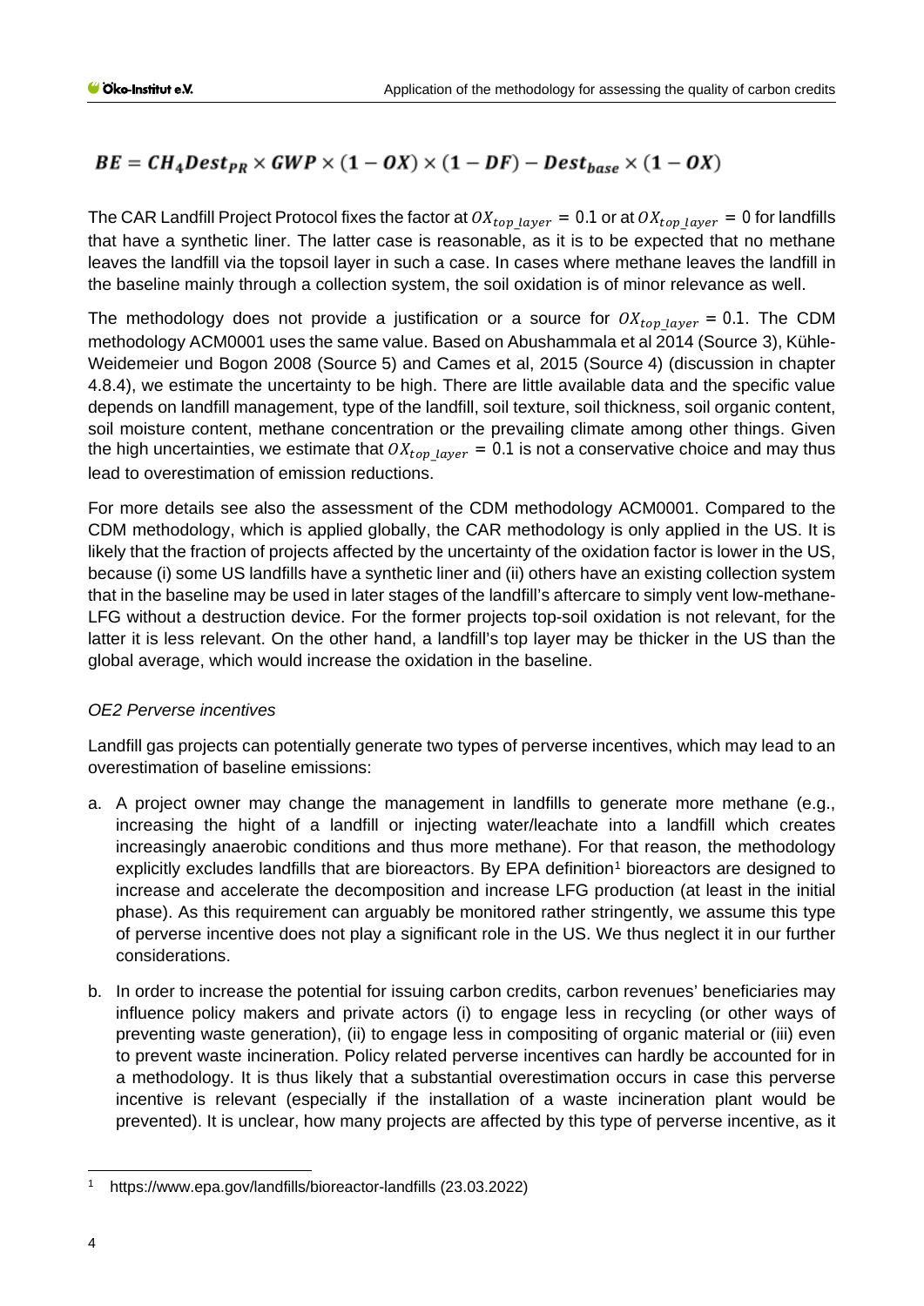$$BE = CH_4Dest_{PR} \times GWP \times (1 - OX) \times (1 - DF) - Dest_{base} \times (1 - OX)$$

The CAR Landfill Project Protocol fixes the factor at $OX_{top\_layer}$ = 0.1 or at $OX_{top\_layer}$ = 0 for landfills that have a synthetic liner. The latter case is reasonable, as it is to be expected that no methane leaves the landfill via the topsoil layer in such a case. In cases where methane leaves the landfill in the baseline mainly through a collection system, the soil oxidation is of minor relevance as well.

The methodology does not provide a justification or a source for $OX_{top\_layer}$ = 0.1. The CDM methodology ACM0001 uses the same value. Based on Abushammala et al 2014 (Source 3), Kühle-Weidemeier und Bogon 2008 (Source 5) and Cames et al, 2015 (Source 4) (discussion in chapter 4.8.4), we estimate the uncertainty to be high. There are little available data and the specific value depends on landfill management, type of the landfill, soil texture, soil thickness, soil organic content, soil moisture content, methane concentration or the prevailing climate among other things. Given the high uncertainties, we estimate that $OX_{top\_layer}$ = 0.1 is not a conservative choice and may thus lead to overestimation of emission reductions.

For more details see also the assessment of the CDM methodology ACM0001. Compared to the CDM methodology, which is applied globally, the CAR methodology is only applied in the US. It is likely that the fraction of projects affected by the uncertainty of the oxidation factor is lower in the US, because (i) some US landfills have a synthetic liner and (ii) others have an existing collection system that in the baseline may be used in later stages of the landfill's aftercare to simply vent low-methane-LFG without a destruction device. For the former projects top-soil oxidation is not relevant, for the latter it is less relevant. On the other hand, a landfill's top layer may be thicker in the US than the global average, which would increase the oxidation in the baseline.

*OE2 Perverse incentives*

Landfill gas projects can potentially generate two types of perverse incentives, which may lead to an overestimation of baseline emissions:

a. A project owner may change the management in landfills to generate more methane (e.g., increasing the hight of a landfill or injecting water/leachate into a landfill which creates increasingly anaerobic conditions and thus more methane). For that reason, the methodology explicitly excludes landfills that are bioreactors. By EPA definition[1] bioreactors are designed to increase and accelerate the decomposition and increase LFG production (at least in the initial phase). As this requirement can arguably be monitored rather stringently, we assume this type of perverse incentive does not play a significant role in the US. We thus neglect it in our further considerations.

b. In order to increase the potential for issuing carbon credits, carbon revenues' beneficiaries may influence policy makers and private actors (i) to engage less in recycling (or other ways of preventing waste generation), (ii) to engage less in compositing of organic material or (iii) even to prevent waste incineration. Policy related perverse incentives can hardly be accounted for in a methodology. It is thus likely that a substantial overestimation occurs in case this perverse incentive is relevant (especially if the installation of a waste incineration plant would be prevented). It is unclear, how many projects are affected by this type of perverse incentive, as it

[1] https://www.epa.gov/landfills/bioreactor-landfills (23.03.2022)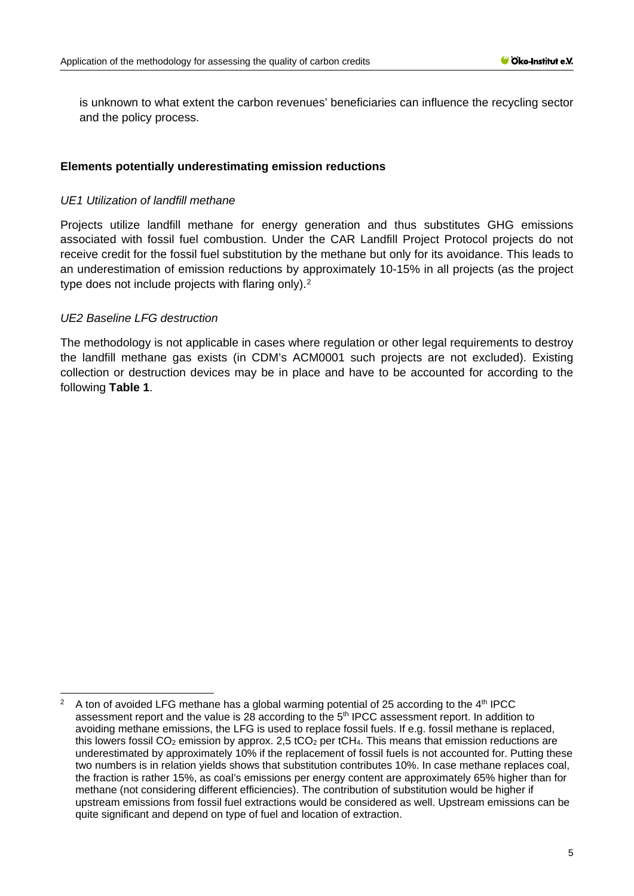is unknown to what extent the carbon revenues' beneficiaries can influence the recycling sector and the policy process.

**Elements potentially underestimating emission reductions**

*UE1 Utilization of landfill methane*

Projects utilize landfill methane for energy generation and thus substitutes GHG emissions associated with fossil fuel combustion. Under the CAR Landfill Project Protocol projects do not receive credit for the fossil fuel substitution by the methane but only for its avoidance. This leads to an underestimation of emission reductions by approximately 10-15% in all projects (as the project type does not include projects with flaring only).[2]

*UE2 Baseline LFG destruction*

The methodology is not applicable in cases where regulation or other legal requirements to destroy the landfill methane gas exists (in CDM's ACM0001 such projects are not excluded). Existing collection or destruction devices may be in place and have to be accounted for according to the following **Table 1**.

---

[2] A ton of avoided LFG methane has a global warming potential of 25 according to the 4th IPCC assessment report and the value is 28 according to the 5th IPCC assessment report. In addition to avoiding methane emissions, the LFG is used to replace fossil fuels. If e.g. fossil methane is replaced, this lowers fossil $CO_2$ emission by approx. 2,5 $tCO_2$ per $tCH_4$. This means that emission reductions are underestimated by approximately 10% if the replacement of fossil fuels is not accounted for. Putting these two numbers is in relation yields shows that substitution contributes 10%. In case methane replaces coal, the fraction is rather 15%, as coal's emissions per energy content are approximately 65% higher than for methane (not considering different efficiencies). The contribution of substitution would be higher if upstream emissions from fossil fuel extractions would be considered as well. Upstream emissions can be quite significant and depend on type of fuel and location of extraction.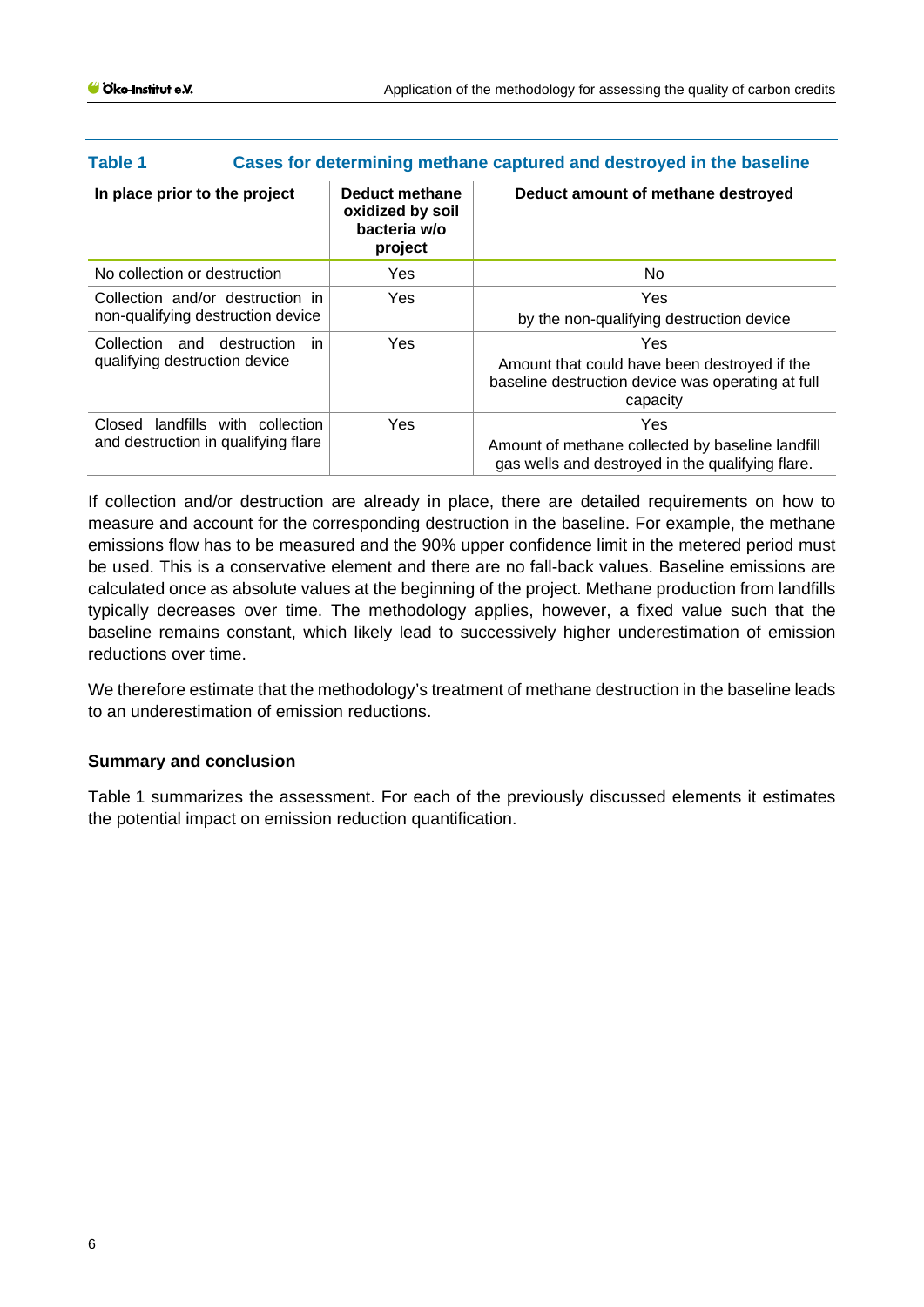**Table 1 Cases for determining methane captured and destroyed in the baseline**

| In place prior to the project | Deduct methane oxidized by soil bacteria w/o project | Deduct amount of methane destroyed |
|---|---|---|
| No collection or destruction | Yes | No |
| Collection and/or destruction in non-qualifying destruction device | Yes | Yes<br>by the non-qualifying destruction device |
| Collection and destruction in qualifying destruction device | Yes | Yes<br>Amount that could have been destroyed if the baseline destruction device was operating at full capacity |
| Closed landfills with collection and destruction in qualifying flare | Yes | Yes<br>Amount of methane collected by baseline landfill gas wells and destroyed in the qualifying flare. |

If collection and/or destruction are already in place, there are detailed requirements on how to measure and account for the corresponding destruction in the baseline. For example, the methane emissions flow has to be measured and the 90% upper confidence limit in the metered period must be used. This is a conservative element and there are no fall-back values. Baseline emissions are calculated once as absolute values at the beginning of the project. Methane production from landfills typically decreases over time. The methodology applies, however, a fixed value such that the baseline remains constant, which likely lead to successively higher underestimation of emission reductions over time.

We therefore estimate that the methodology's treatment of methane destruction in the baseline leads to an underestimation of emission reductions.

### Summary and conclusion

Table 1 summarizes the assessment. For each of the previously discussed elements it estimates the potential impact on emission reduction quantification.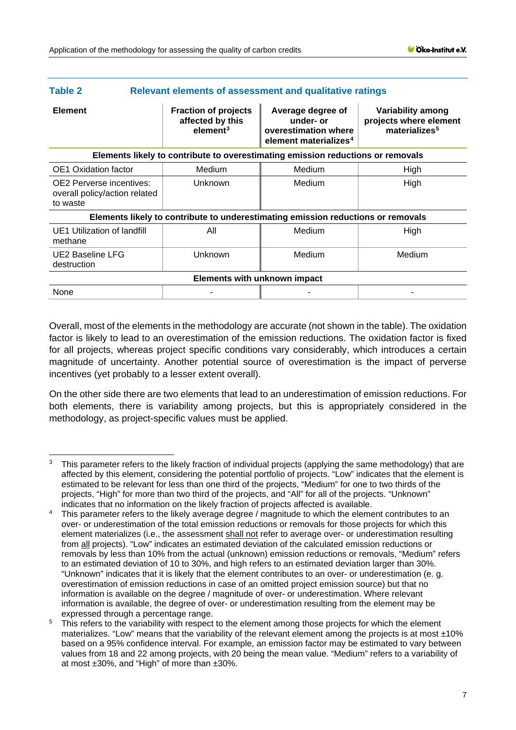**Table 2 Relevant elements of assessment and qualitative ratings**

| Element | Fraction of projects affected by this element[3] | Average degree of under- or overestimation where element materializes[4] | Variability among projects where element materializes[5] |
|---|---|---|---|
| **Elements likely to contribute to overestimating emission reductions or removals** | | | |
| OE1 Oxidation factor | Medium | Medium | High |
| OE2 Perverse incentives: overall policy/action related to waste | Unknown | Medium | High |
| **Elements likely to contribute to underestimating emission reductions or removals** | | | |
| UE1 Utilization of landfill methane | All | Medium | High |
| UE2 Baseline LFG destruction | Unknown | Medium | Medium |
| **Elements with unknown impact** | | | |
| None | - | - | - |

Overall, most of the elements in the methodology are accurate (not shown in the table). The oxidation factor is likely to lead to an overestimation of the emission reductions. The oxidation factor is fixed for all projects, whereas project specific conditions vary considerably, which introduces a certain magnitude of uncertainty. Another potential source of overestimation is the impact of perverse incentives (yet probably to a lesser extent overall).

On the other side there are two elements that lead to an underestimation of emission reductions. For both elements, there is variability among projects, but this is appropriately considered in the methodology, as project-specific values must be applied.

---

[3] This parameter refers to the likely fraction of individual projects (applying the same methodology) that are affected by this element, considering the potential portfolio of projects. "Low" indicates that the element is estimated to be relevant for less than one third of the projects, "Medium" for one to two thirds of the projects, "High" for more than two third of the projects, and "All" for all of the projects. "Unknown" indicates that no information on the likely fraction of projects affected is available.

[4] This parameter refers to the likely average degree / magnitude to which the element contributes to an over- or underestimation of the total emission reductions or removals for those projects for which this element materializes (i.e., the assessment shall not refer to average over- or underestimation resulting from all projects). "Low" indicates an estimated deviation of the calculated emission reductions or removals by less than 10% from the actual (unknown) emission reductions or removals, "Medium" refers to an estimated deviation of 10 to 30%, and high refers to an estimated deviation larger than 30%. "Unknown" indicates that it is likely that the element contributes to an over- or underestimation (e. g. overestimation of emission reductions in case of an omitted project emission source) but that no information is available on the degree / magnitude of over- or underestimation. Where relevant information is available, the degree of over- or underestimation resulting from the element may be expressed through a percentage range.

[5] This refers to the variability with respect to the element among those projects for which the element materializes. "Low" means that the variability of the relevant element among the projects is at most ±10% based on a 95% confidence interval. For example, an emission factor may be estimated to vary between values from 18 and 22 among projects, with 20 being the mean value. "Medium" refers to a variability of at most ±30%, and "High" of more than ±30%.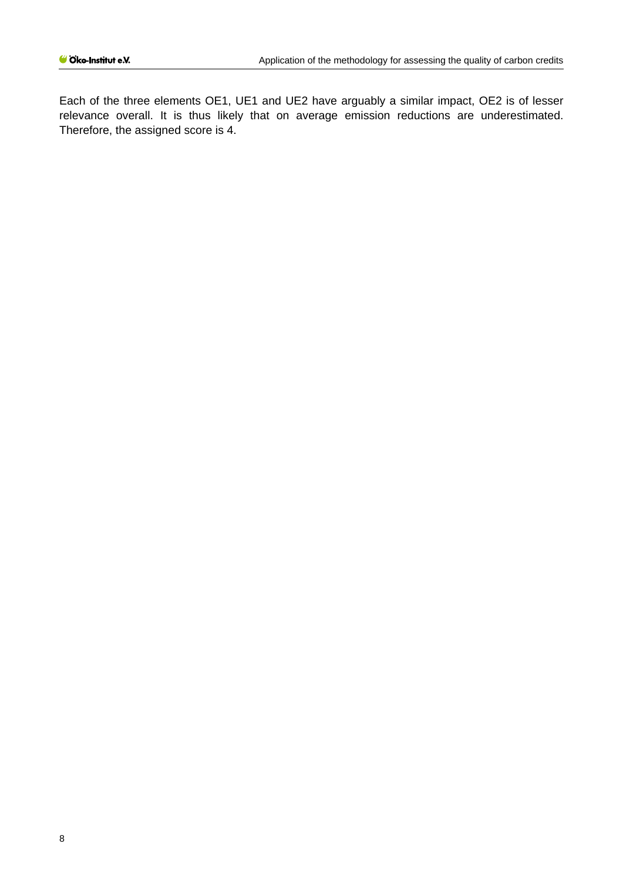Each of the three elements OE1, UE1 and UE2 have arguably a similar impact, OE2 is of lesser relevance overall. It is thus likely that on average emission reductions are underestimated. Therefore, the assigned score is 4.